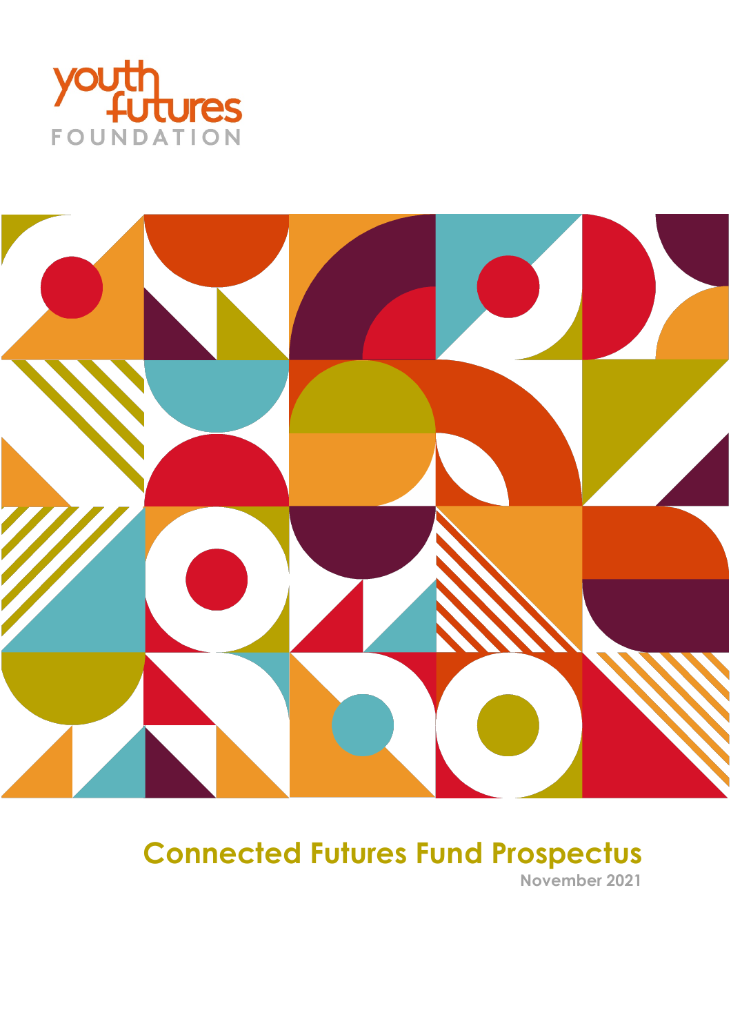youth futures FOUNDATION

# Connected Futures Fund Prospectus

**November 2021**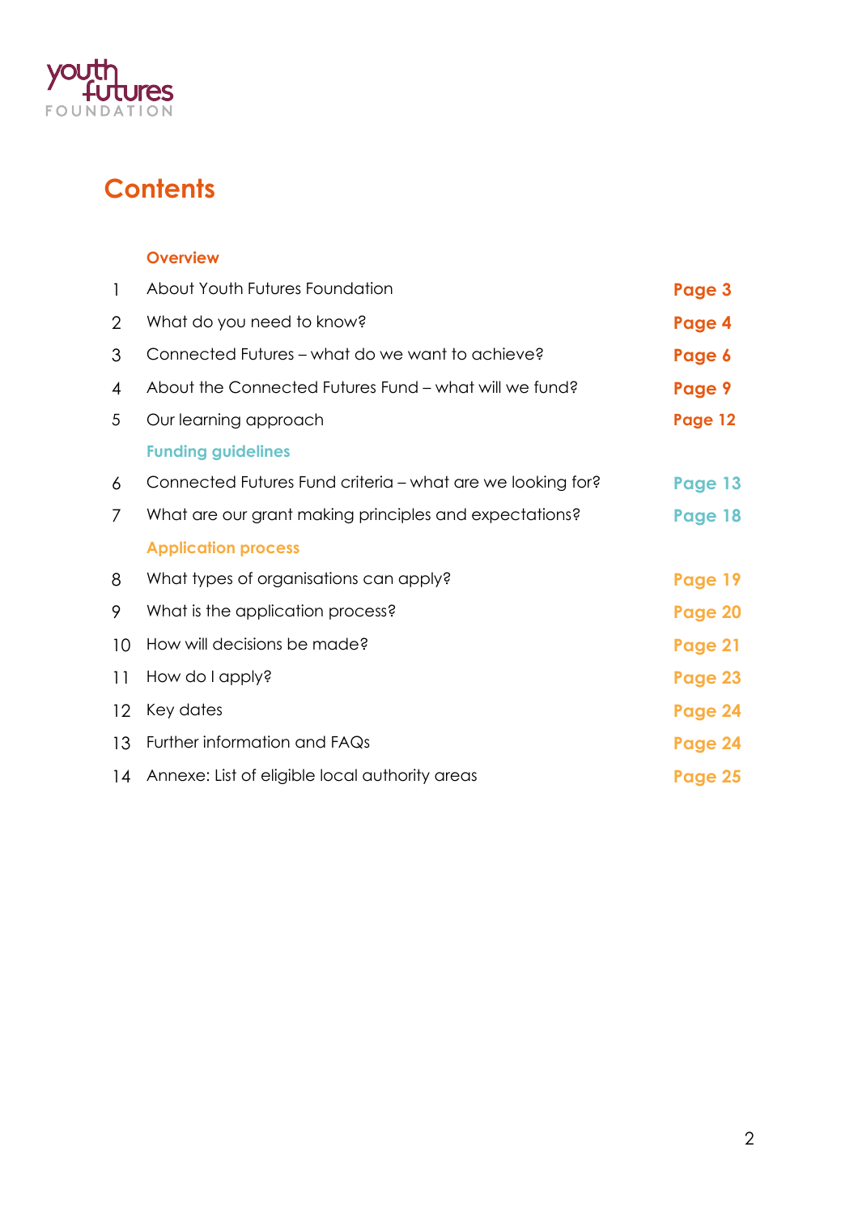# Contents

**Overview**

| | | |
|---|---|---|
| 1 | About Youth Futures Foundation | Page 3 |
| 2 | What do you need to know? | Page 4 |
| 3 | Connected Futures – what do we want to achieve? | Page 6 |
| 4 | About the Connected Futures Fund – what will we fund? | Page 9 |
| 5 | Our learning approach | Page 12 |
| | **Funding guidelines** | |
| 6 | Connected Futures Fund criteria – what are we looking for? | Page 13 |
| 7 | What are our grant making principles and expectations? | Page 18 |
| | **Application process** | |
| 8 | What types of organisations can apply? | Page 19 |
| 9 | What is the application process? | Page 20 |
| 10 | How will decisions be made? | Page 21 |
| 11 | How do I apply? | Page 23 |
| 12 | Key dates | Page 24 |
| 13 | Further information and FAQs | Page 24 |
| 14 | Annexe: List of eligible local authority areas | Page 25 |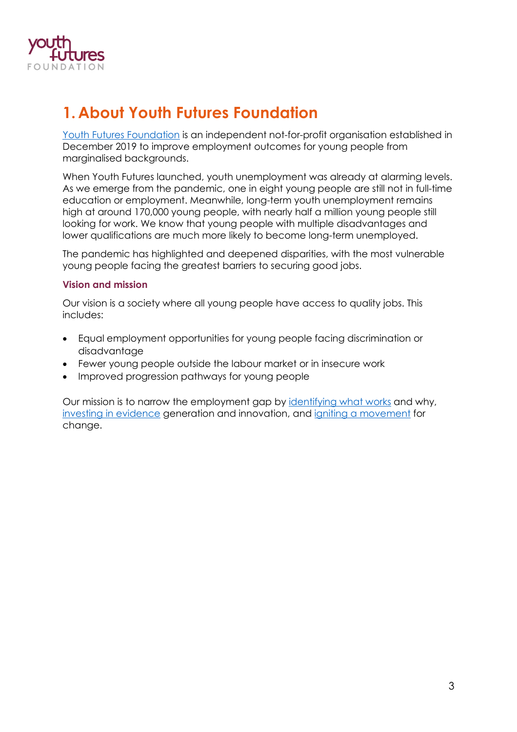# 1. About Youth Futures Foundation

Youth Futures Foundation is an independent not-for-profit organisation established in December 2019 to improve employment outcomes for young people from marginalised backgrounds.

When Youth Futures launched, youth unemployment was already at alarming levels. As we emerge from the pandemic, one in eight young people are still not in full-time education or employment. Meanwhile, long-term youth unemployment remains high at around 170,000 young people, with nearly half a million young people still looking for work. We know that young people with multiple disadvantages and lower qualifications are much more likely to become long-term unemployed.

The pandemic has highlighted and deepened disparities, with the most vulnerable young people facing the greatest barriers to securing good jobs.

### Vision and mission

Our vision is a society where all young people have access to quality jobs. This includes:

- Equal employment opportunities for young people facing discrimination or disadvantage
- Fewer young people outside the labour market or in insecure work
- Improved progression pathways for young people

Our mission is to narrow the employment gap by identifying what works and why, investing in evidence generation and innovation, and igniting a movement for change.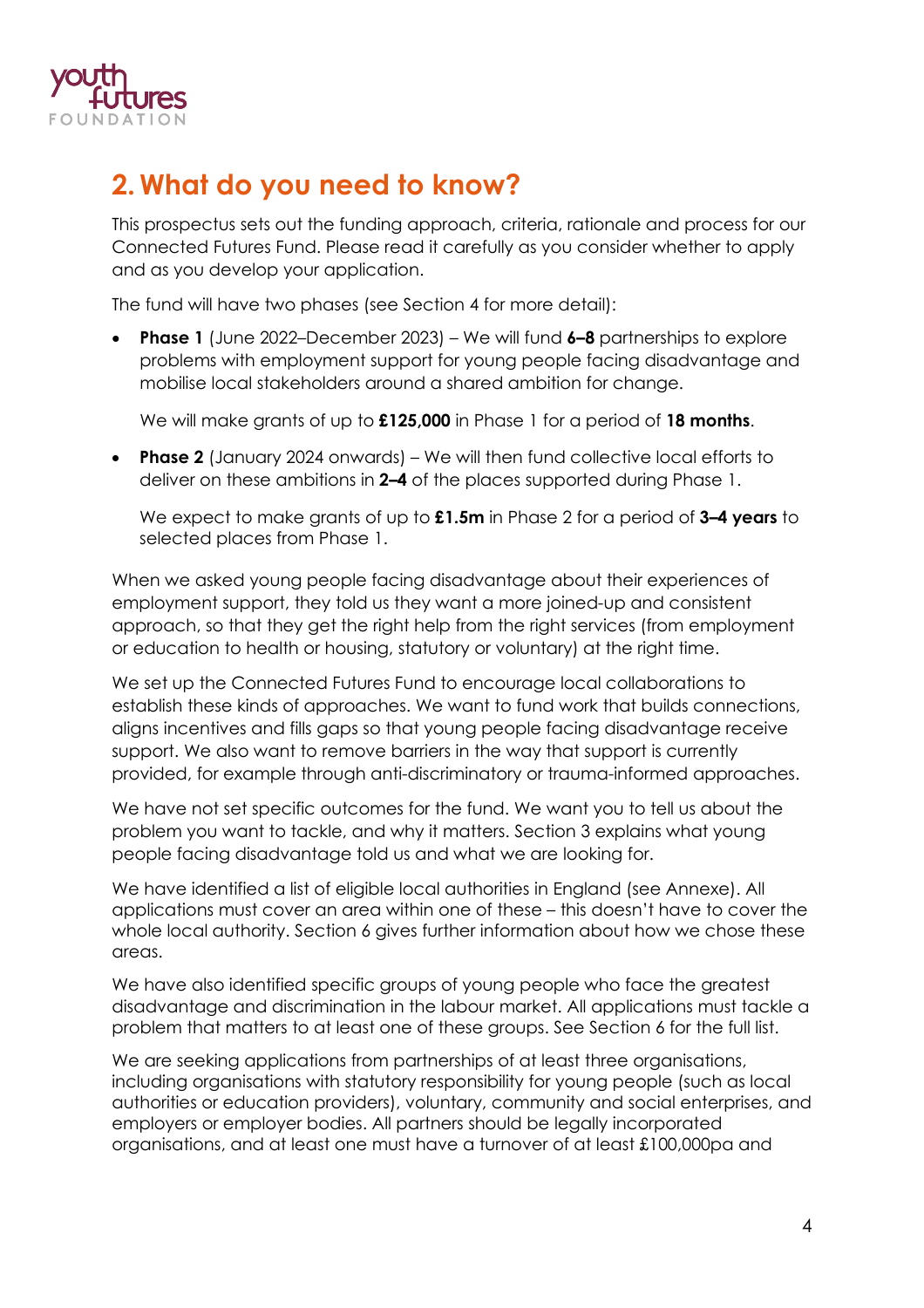## 2. What do you need to know?

This prospectus sets out the funding approach, criteria, rationale and process for our Connected Futures Fund. Please read it carefully as you consider whether to apply and as you develop your application.

The fund will have two phases (see Section 4 for more detail):

- **Phase 1** (June 2022–December 2023) – We will fund **6–8** partnerships to explore problems with employment support for young people facing disadvantage and mobilise local stakeholders around a shared ambition for change.

  We will make grants of up to **£125,000** in Phase 1 for a period of **18 months**.

- **Phase 2** (January 2024 onwards) – We will then fund collective local efforts to deliver on these ambitions in **2–4** of the places supported during Phase 1.

  We expect to make grants of up to **£1.5m** in Phase 2 for a period of **3–4 years** to selected places from Phase 1.

When we asked young people facing disadvantage about their experiences of employment support, they told us they want a more joined-up and consistent approach, so that they get the right help from the right services (from employment or education to health or housing, statutory or voluntary) at the right time.

We set up the Connected Futures Fund to encourage local collaborations to establish these kinds of approaches. We want to fund work that builds connections, aligns incentives and fills gaps so that young people facing disadvantage receive support. We also want to remove barriers in the way that support is currently provided, for example through anti-discriminatory or trauma-informed approaches.

We have not set specific outcomes for the fund. We want you to tell us about the problem you want to tackle, and why it matters. Section 3 explains what young people facing disadvantage told us and what we are looking for.

We have identified a list of eligible local authorities in England (see Annexe). All applications must cover an area within one of these – this doesn't have to cover the whole local authority. Section 6 gives further information about how we chose these areas.

We have also identified specific groups of young people who face the greatest disadvantage and discrimination in the labour market. All applications must tackle a problem that matters to at least one of these groups. See Section 6 for the full list.

We are seeking applications from partnerships of at least three organisations, including organisations with statutory responsibility for young people (such as local authorities or education providers), voluntary, community and social enterprises, and employers or employer bodies. All partners should be legally incorporated organisations, and at least one must have a turnover of at least £100,000pa and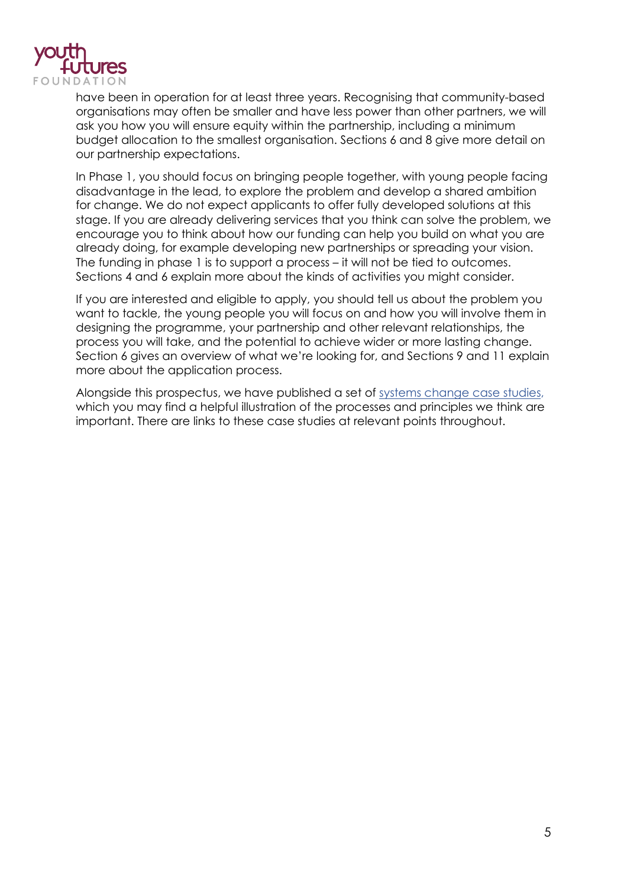have been in operation for at least three years. Recognising that community-based organisations may often be smaller and have less power than other partners, we will ask you how you will ensure equity within the partnership, including a minimum budget allocation to the smallest organisation. Sections 6 and 8 give more detail on our partnership expectations.

In Phase 1, you should focus on bringing people together, with young people facing disadvantage in the lead, to explore the problem and develop a shared ambition for change. We do not expect applicants to offer fully developed solutions at this stage. If you are already delivering services that you think can solve the problem, we encourage you to think about how our funding can help you build on what you are already doing, for example developing new partnerships or spreading your vision. The funding in phase 1 is to support a process – it will not be tied to outcomes. Sections 4 and 6 explain more about the kinds of activities you might consider.

If you are interested and eligible to apply, you should tell us about the problem you want to tackle, the young people you will focus on and how you will involve them in designing the programme, your partnership and other relevant relationships, the process you will take, and the potential to achieve wider or more lasting change. Section 6 gives an overview of what we're looking for, and Sections 9 and 11 explain more about the application process.

Alongside this prospectus, we have published a set of systems change case studies, which you may find a helpful illustration of the processes and principles we think are important. There are links to these case studies at relevant points throughout.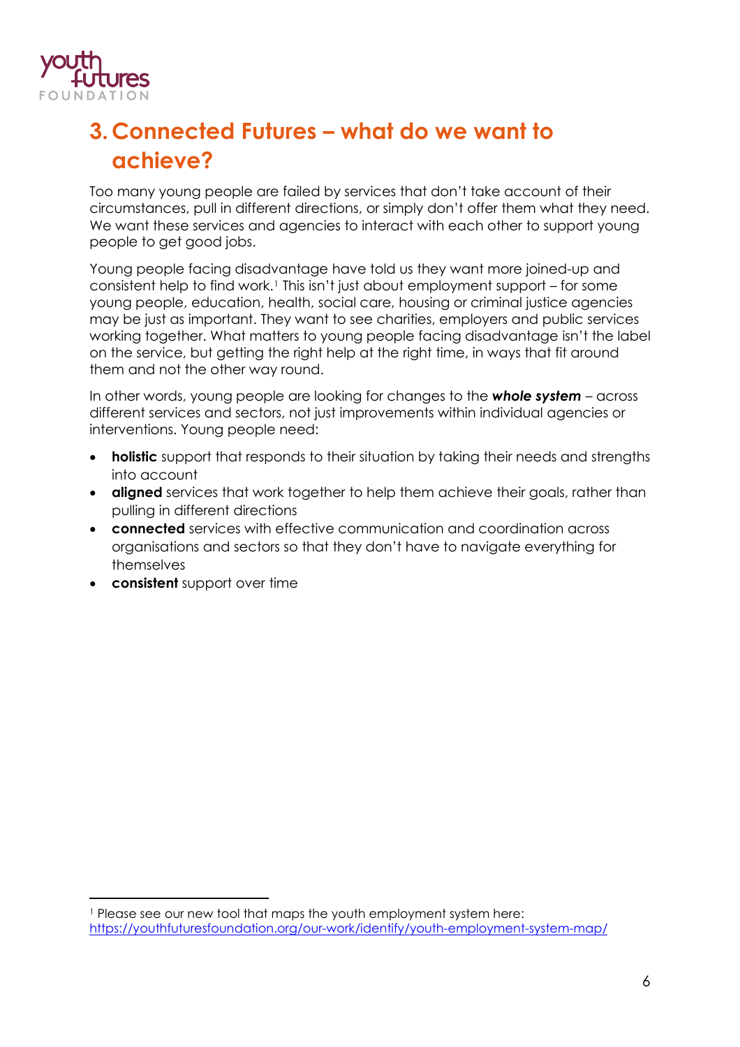## 3. Connected Futures – what do we want to achieve?

Too many young people are failed by services that don't take account of their circumstances, pull in different directions, or simply don't offer them what they need. We want these services and agencies to interact with each other to support young people to get good jobs.

Young people facing disadvantage have told us they want more joined-up and consistent help to find work.[1] This isn't just about employment support – for some young people, education, health, social care, housing or criminal justice agencies may be just as important. They want to see charities, employers and public services working together. What matters to young people facing disadvantage isn't the label on the service, but getting the right help at the right time, in ways that fit around them and not the other way round.

In other words, young people are looking for changes to the ***whole system*** – across different services and sectors, not just improvements within individual agencies or interventions. Young people need:

- **holistic** support that responds to their situation by taking their needs and strengths into account
- **aligned** services that work together to help them achieve their goals, rather than pulling in different directions
- **connected** services with effective communication and coordination across organisations and sectors so that they don't have to navigate everything for themselves
- **consistent** support over time

---

[1] Please see our new tool that maps the youth employment system here: https://youthfuturesfoundation.org/our-work/identify/youth-employment-system-map/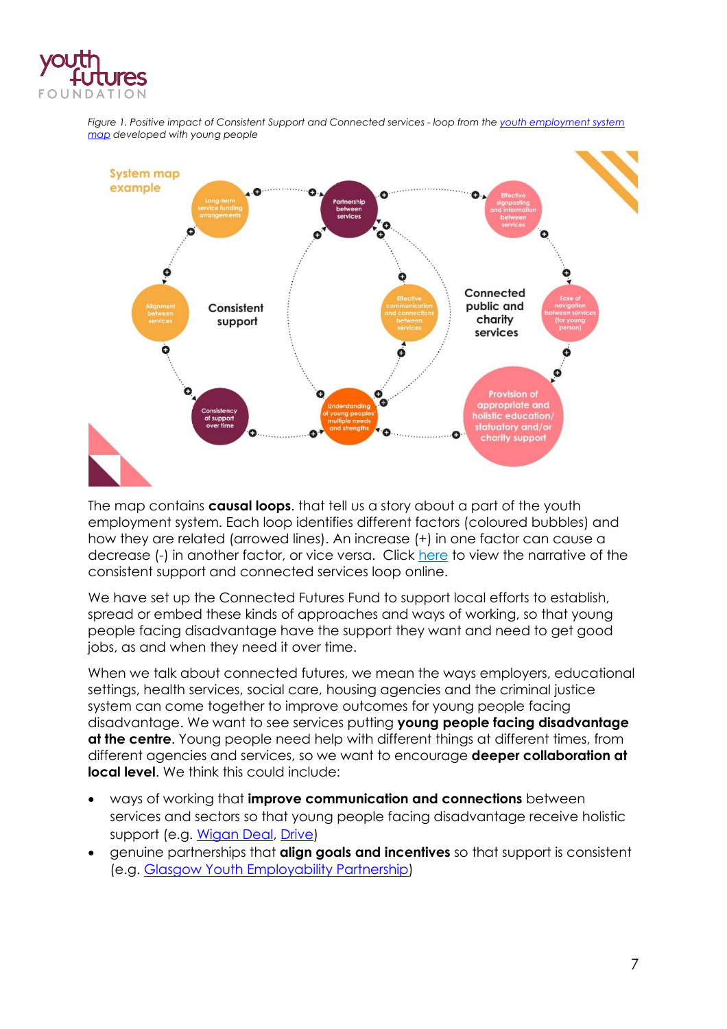*Figure 1. Positive impact of Consistent Support and Connected services - loop from the youth employment system map developed with young people*

The map contains **causal loops**. that tell us a story about a part of the youth employment system. Each loop identifies different factors (coloured bubbles) and how they are related (arrowed lines). An increase (+) in one factor can cause a decrease (-) in another factor, or vice versa. Click here to view the narrative of the consistent support and connected services loop online.

We have set up the Connected Futures Fund to support local efforts to establish, spread or embed these kinds of approaches and ways of working, so that young people facing disadvantage have the support they want and need to get good jobs, as and when they need it over time.

When we talk about connected futures, we mean the ways employers, educational settings, health services, social care, housing agencies and the criminal justice system can come together to improve outcomes for young people facing disadvantage. We want to see services putting **young people facing disadvantage at the centre**. Young people need help with different things at different times, from different agencies and services, so we want to encourage **deeper collaboration at local level**. We think this could include:

- ways of working that **improve communication and connections** between services and sectors so that young people facing disadvantage receive holistic support (e.g. Wigan Deal, Drive)
- genuine partnerships that **align goals and incentives** so that support is consistent (e.g. Glasgow Youth Employability Partnership)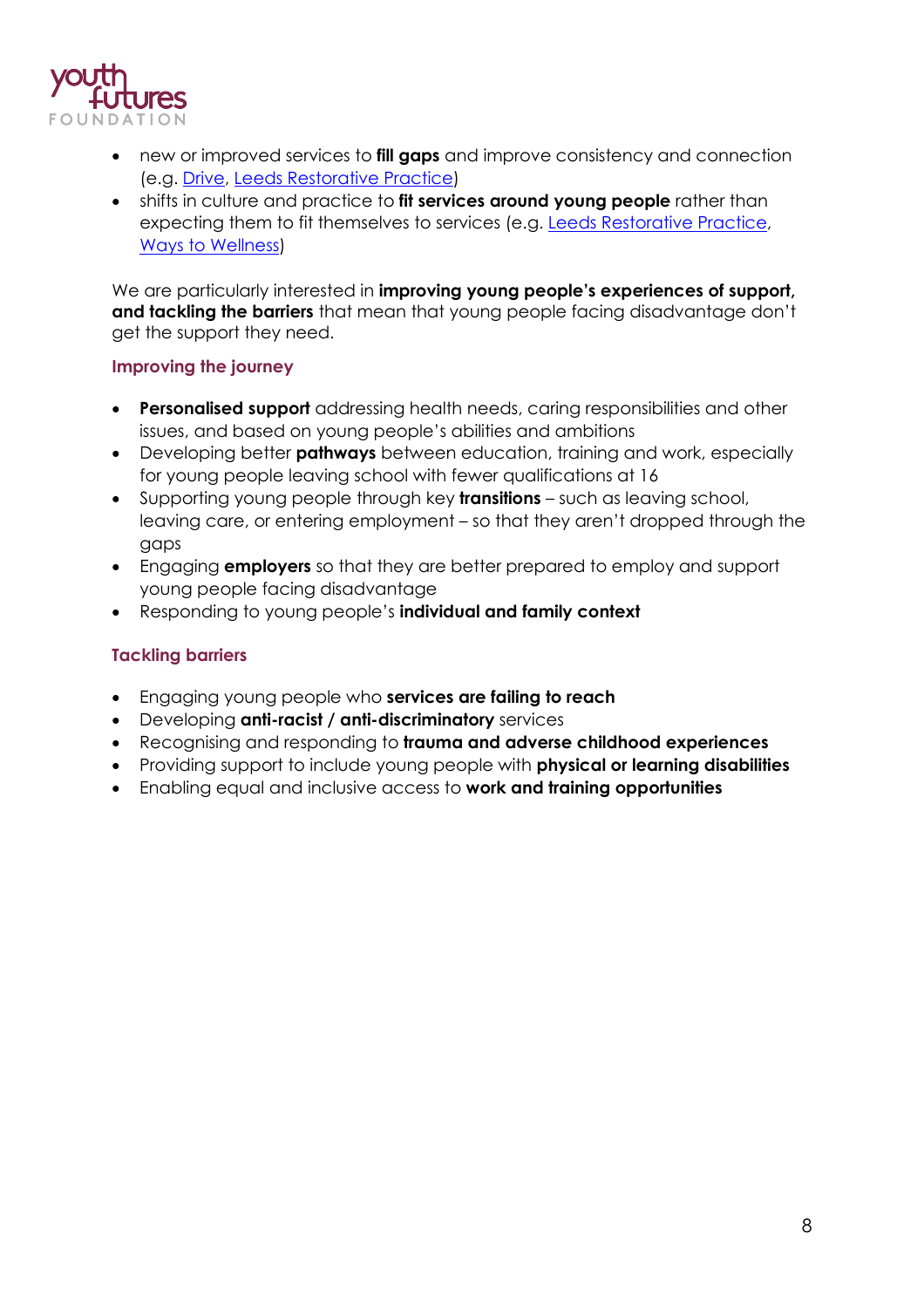- new or improved services to **fill gaps** and improve consistency and connection (e.g. Drive, Leeds Restorative Practice)
- shifts in culture and practice to **fit services around young people** rather than expecting them to fit themselves to services (e.g. Leeds Restorative Practice, Ways to Wellness)

We are particularly interested in **improving young people's experiences of support, and tackling the barriers** that mean that young people facing disadvantage don't get the support they need.

### Improving the journey

- **Personalised support** addressing health needs, caring responsibilities and other issues, and based on young people's abilities and ambitions
- Developing better **pathways** between education, training and work, especially for young people leaving school with fewer qualifications at 16
- Supporting young people through key **transitions** – such as leaving school, leaving care, or entering employment – so that they aren't dropped through the gaps
- Engaging **employers** so that they are better prepared to employ and support young people facing disadvantage
- Responding to young people's **individual and family context**

### Tackling barriers

- Engaging young people who **services are failing to reach**
- Developing **anti-racist / anti-discriminatory** services
- Recognising and responding to **trauma and adverse childhood experiences**
- Providing support to include young people with **physical or learning disabilities**
- Enabling equal and inclusive access to **work and training opportunities**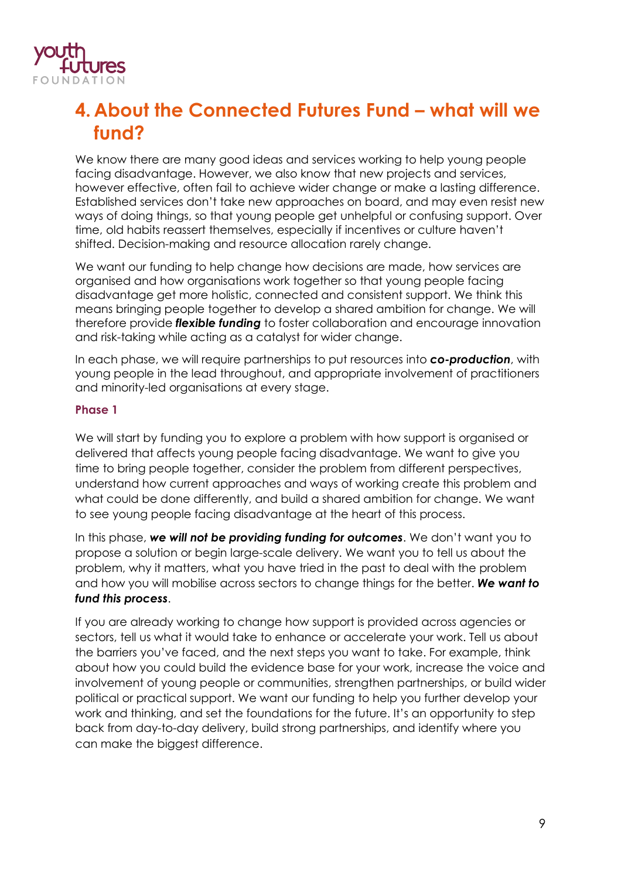# 4. About the Connected Futures Fund – what will we fund?

We know there are many good ideas and services working to help young people facing disadvantage. However, we also know that new projects and services, however effective, often fail to achieve wider change or make a lasting difference. Established services don't take new approaches on board, and may even resist new ways of doing things, so that young people get unhelpful or confusing support. Over time, old habits reassert themselves, especially if incentives or culture haven't shifted. Decision-making and resource allocation rarely change.

We want our funding to help change how decisions are made, how services are organised and how organisations work together so that young people facing disadvantage get more holistic, connected and consistent support. We think this means bringing people together to develop a shared ambition for change. We will therefore provide ***flexible funding*** to foster collaboration and encourage innovation and risk-taking while acting as a catalyst for wider change.

In each phase, we will require partnerships to put resources into ***co-production***, with young people in the lead throughout, and appropriate involvement of practitioners and minority-led organisations at every stage.

### Phase 1

We will start by funding you to explore a problem with how support is organised or delivered that affects young people facing disadvantage. We want to give you time to bring people together, consider the problem from different perspectives, understand how current approaches and ways of working create this problem and what could be done differently, and build a shared ambition for change. We want to see young people facing disadvantage at the heart of this process.

In this phase, ***we will not be providing funding for outcomes***. We don't want you to propose a solution or begin large-scale delivery. We want you to tell us about the problem, why it matters, what you have tried in the past to deal with the problem and how you will mobilise across sectors to change things for the better. ***We want to fund this process***.

If you are already working to change how support is provided across agencies or sectors, tell us what it would take to enhance or accelerate your work. Tell us about the barriers you've faced, and the next steps you want to take. For example, think about how you could build the evidence base for your work, increase the voice and involvement of young people or communities, strengthen partnerships, or build wider political or practical support. We want our funding to help you further develop your work and thinking, and set the foundations for the future. It's an opportunity to step back from day-to-day delivery, build strong partnerships, and identify where you can make the biggest difference.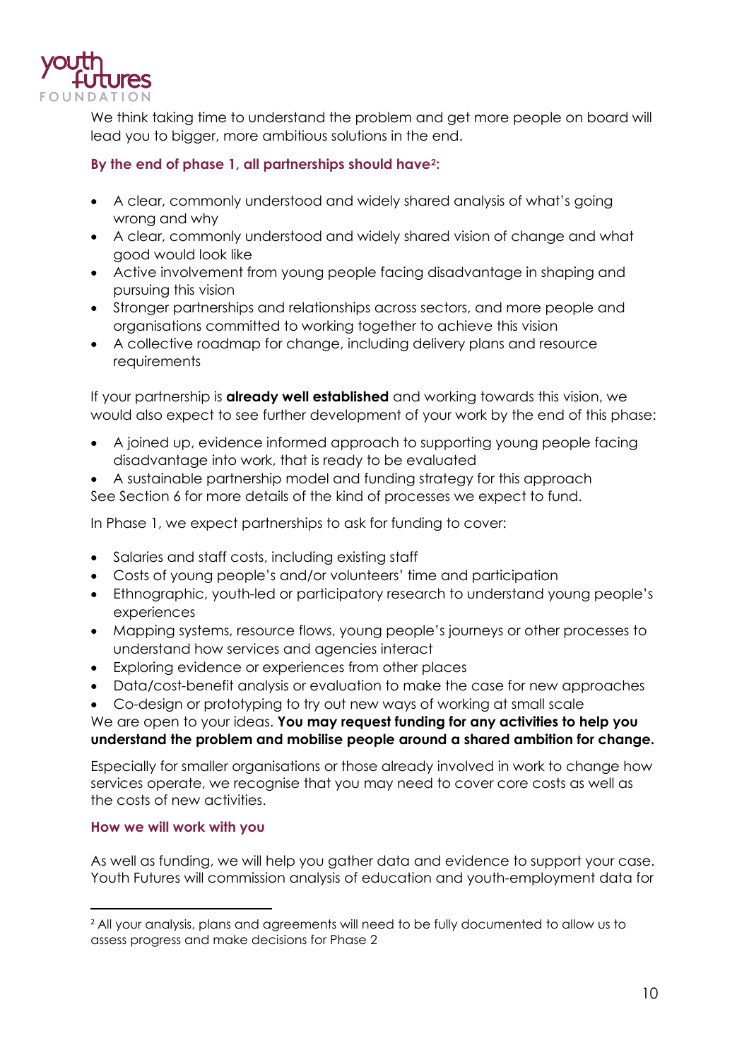We think taking time to understand the problem and get more people on board will lead you to bigger, more ambitious solutions in the end.

**By the end of phase 1, all partnerships should have[2]:**

- A clear, commonly understood and widely shared analysis of what's going wrong and why
- A clear, commonly understood and widely shared vision of change and what good would look like
- Active involvement from young people facing disadvantage in shaping and pursuing this vision
- Stronger partnerships and relationships across sectors, and more people and organisations committed to working together to achieve this vision
- A collective roadmap for change, including delivery plans and resource requirements

If your partnership is **already well established** and working towards this vision, we would also expect to see further development of your work by the end of this phase:

- A joined up, evidence informed approach to supporting young people facing disadvantage into work, that is ready to be evaluated
- A sustainable partnership model and funding strategy for this approach

See Section 6 for more details of the kind of processes we expect to fund.

In Phase 1, we expect partnerships to ask for funding to cover:

- Salaries and staff costs, including existing staff
- Costs of young people's and/or volunteers' time and participation
- Ethnographic, youth-led or participatory research to understand young people's experiences
- Mapping systems, resource flows, young people's journeys or other processes to understand how services and agencies interact
- Exploring evidence or experiences from other places
- Data/cost-benefit analysis or evaluation to make the case for new approaches
- Co-design or prototyping to try out new ways of working at small scale

We are open to your ideas. **You may request funding for any activities to help you understand the problem and mobilise people around a shared ambition for change.**

Especially for smaller organisations or those already involved in work to change how services operate, we recognise that you may need to cover core costs as well as the costs of new activities.

**How we will work with you**

As well as funding, we will help you gather data and evidence to support your case. Youth Futures will commission analysis of education and youth-employment data for

[2] All your analysis, plans and agreements will need to be fully documented to allow us to assess progress and make decisions for Phase 2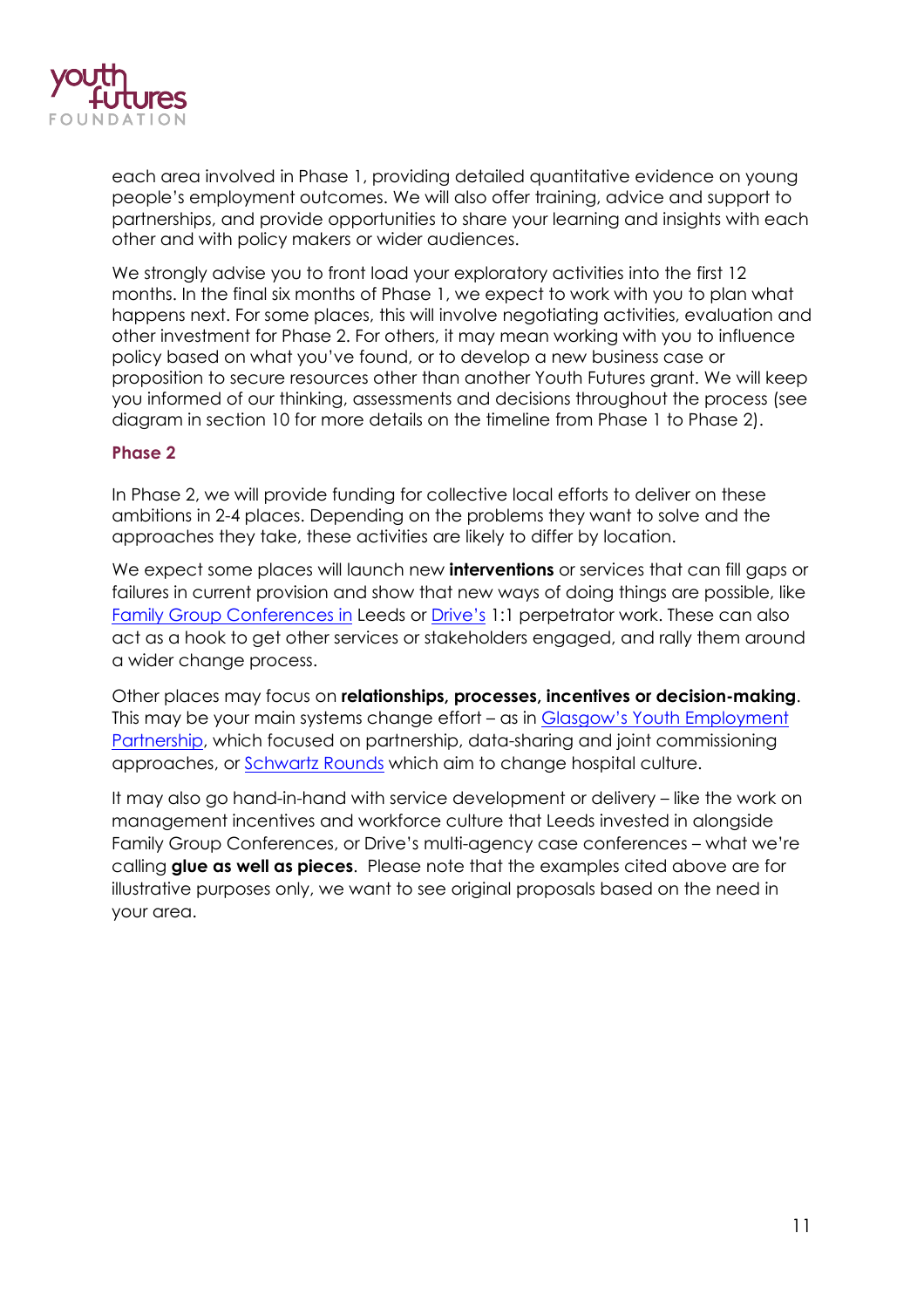each area involved in Phase 1, providing detailed quantitative evidence on young people's employment outcomes. We will also offer training, advice and support to partnerships, and provide opportunities to share your learning and insights with each other and with policy makers or wider audiences.

We strongly advise you to front load your exploratory activities into the first 12 months. In the final six months of Phase 1, we expect to work with you to plan what happens next. For some places, this will involve negotiating activities, evaluation and other investment for Phase 2. For others, it may mean working with you to influence policy based on what you've found, or to develop a new business case or proposition to secure resources other than another Youth Futures grant. We will keep you informed of our thinking, assessments and decisions throughout the process (see diagram in section 10 for more details on the timeline from Phase 1 to Phase 2).

### Phase 2

In Phase 2, we will provide funding for collective local efforts to deliver on these ambitions in 2-4 places. Depending on the problems they want to solve and the approaches they take, these activities are likely to differ by location.

We expect some places will launch new **interventions** or services that can fill gaps or failures in current provision and show that new ways of doing things are possible, like Family Group Conferences in Leeds or Drive's 1:1 perpetrator work. These can also act as a hook to get other services or stakeholders engaged, and rally them around a wider change process.

Other places may focus on **relationships, processes, incentives or decision-making**. This may be your main systems change effort – as in Glasgow's Youth Employment Partnership, which focused on partnership, data-sharing and joint commissioning approaches, or Schwartz Rounds which aim to change hospital culture.

It may also go hand-in-hand with service development or delivery – like the work on management incentives and workforce culture that Leeds invested in alongside Family Group Conferences, or Drive's multi-agency case conferences – what we're calling **glue as well as pieces**. Please note that the examples cited above are for illustrative purposes only, we want to see original proposals based on the need in your area.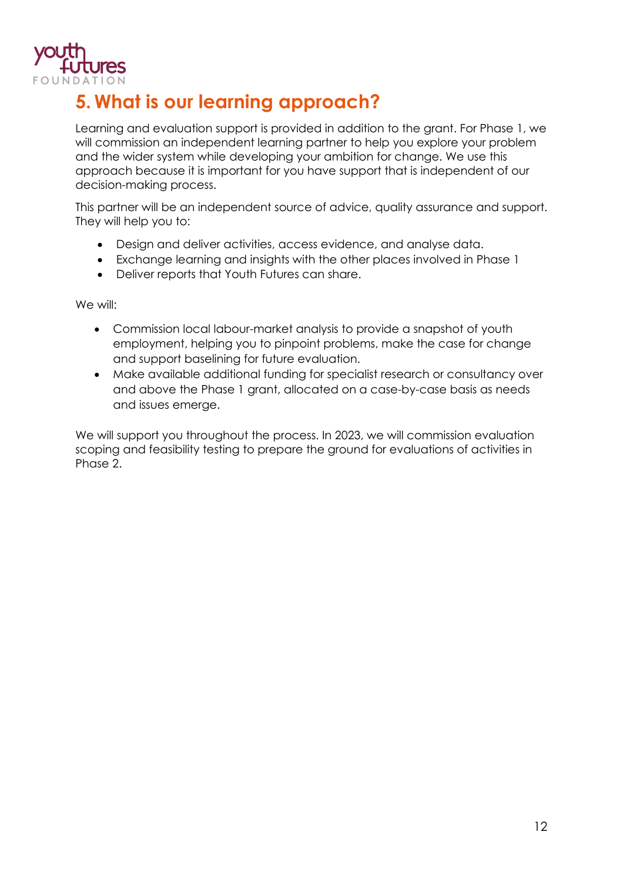# 5. What is our learning approach?

Learning and evaluation support is provided in addition to the grant. For Phase 1, we will commission an independent learning partner to help you explore your problem and the wider system while developing your ambition for change. We use this approach because it is important for you have support that is independent of our decision-making process.

This partner will be an independent source of advice, quality assurance and support. They will help you to:

- Design and deliver activities, access evidence, and analyse data.
- Exchange learning and insights with the other places involved in Phase 1
- Deliver reports that Youth Futures can share.

We will:

- Commission local labour-market analysis to provide a snapshot of youth employment, helping you to pinpoint problems, make the case for change and support baselining for future evaluation.
- Make available additional funding for specialist research or consultancy over and above the Phase 1 grant, allocated on a case-by-case basis as needs and issues emerge.

We will support you throughout the process. In 2023, we will commission evaluation scoping and feasibility testing to prepare the ground for evaluations of activities in Phase 2.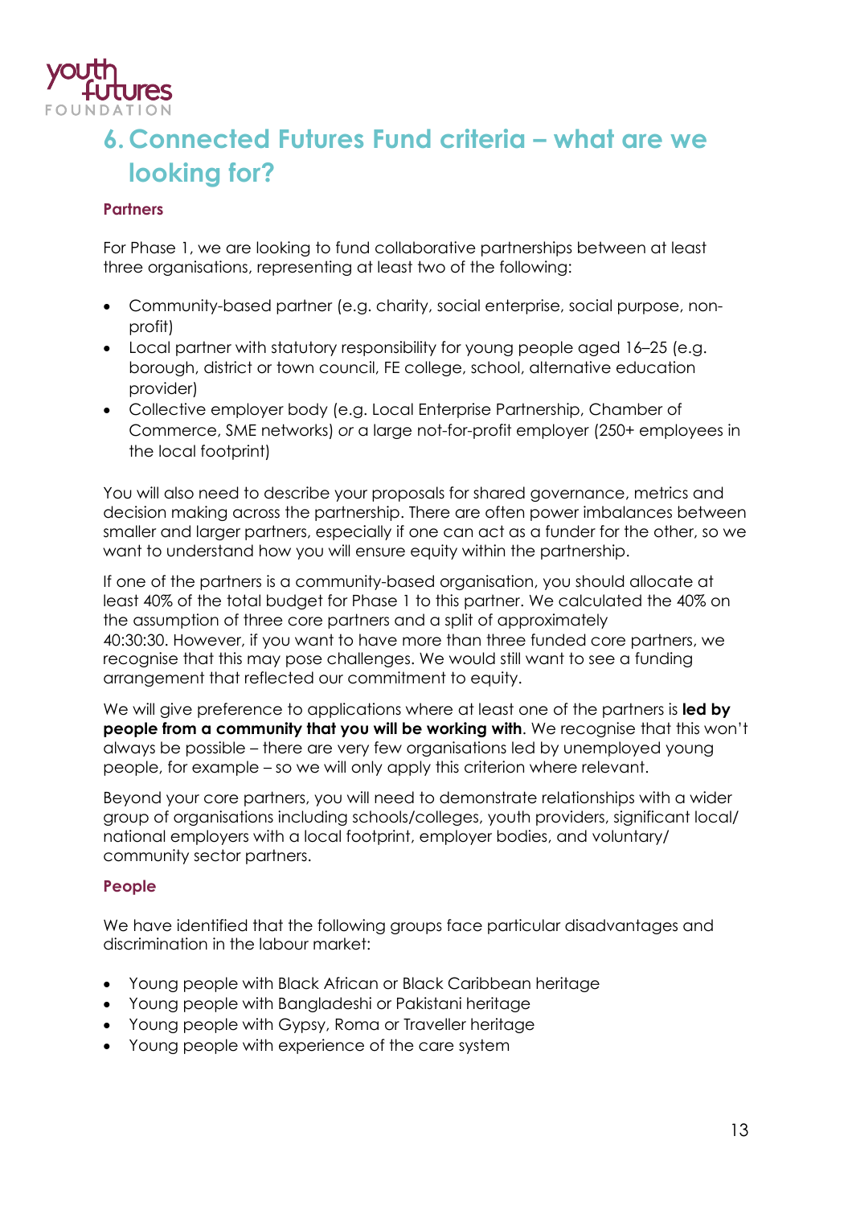# 6. Connected Futures Fund criteria – what are we looking for?

### Partners

For Phase 1, we are looking to fund collaborative partnerships between at least three organisations, representing at least two of the following:

- Community-based partner (e.g. charity, social enterprise, social purpose, non-profit)
- Local partner with statutory responsibility for young people aged 16–25 (e.g. borough, district or town council, FE college, school, alternative education provider)
- Collective employer body (e.g. Local Enterprise Partnership, Chamber of Commerce, SME networks) *or* a large not-for-profit employer (250+ employees in the local footprint)

You will also need to describe your proposals for shared governance, metrics and decision making across the partnership. There are often power imbalances between smaller and larger partners, especially if one can act as a funder for the other, so we want to understand how you will ensure equity within the partnership.

If one of the partners is a community-based organisation, you should allocate at least 40% of the total budget for Phase 1 to this partner. We calculated the 40% on the assumption of three core partners and a split of approximately 40:30:30. However, if you want to have more than three funded core partners, we recognise that this may pose challenges. We would still want to see a funding arrangement that reflected our commitment to equity.

We will give preference to applications where at least one of the partners is **led by people from a community that you will be working with**. We recognise that this won't always be possible – there are very few organisations led by unemployed young people, for example – so we will only apply this criterion where relevant.

Beyond your core partners, you will need to demonstrate relationships with a wider group of organisations including schools/colleges, youth providers, significant local/national employers with a local footprint, employer bodies, and voluntary/community sector partners.

### People

We have identified that the following groups face particular disadvantages and discrimination in the labour market:

- Young people with Black African or Black Caribbean heritage
- Young people with Bangladeshi or Pakistani heritage
- Young people with Gypsy, Roma or Traveller heritage
- Young people with experience of the care system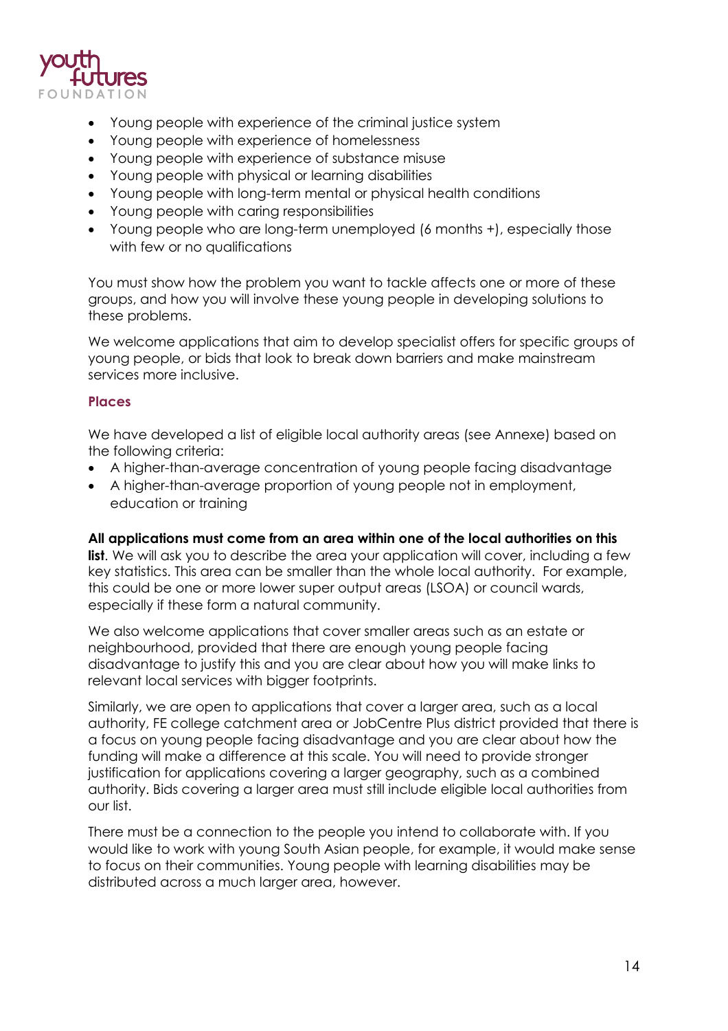- Young people with experience of the criminal justice system
- Young people with experience of homelessness
- Young people with experience of substance misuse
- Young people with physical or learning disabilities
- Young people with long-term mental or physical health conditions
- Young people with caring responsibilities
- Young people who are long-term unemployed (6 months +), especially those with few or no qualifications

You must show how the problem you want to tackle affects one or more of these groups, and how you will involve these young people in developing solutions to these problems.

We welcome applications that aim to develop specialist offers for specific groups of young people, or bids that look to break down barriers and make mainstream services more inclusive.

### Places

We have developed a list of eligible local authority areas (see Annexe) based on the following criteria:

- A higher-than-average concentration of young people facing disadvantage
- A higher-than-average proportion of young people not in employment, education or training

**All applications must come from an area within one of the local authorities on this list**. We will ask you to describe the area your application will cover, including a few key statistics. This area can be smaller than the whole local authority. For example, this could be one or more lower super output areas (LSOA) or council wards, especially if these form a natural community.

We also welcome applications that cover smaller areas such as an estate or neighbourhood, provided that there are enough young people facing disadvantage to justify this and you are clear about how you will make links to relevant local services with bigger footprints.

Similarly, we are open to applications that cover a larger area, such as a local authority, FE college catchment area or JobCentre Plus district provided that there is a focus on young people facing disadvantage and you are clear about how the funding will make a difference at this scale. You will need to provide stronger justification for applications covering a larger geography, such as a combined authority. Bids covering a larger area must still include eligible local authorities from our list.

There must be a connection to the people you intend to collaborate with. If you would like to work with young South Asian people, for example, it would make sense to focus on their communities. Young people with learning disabilities may be distributed across a much larger area, however.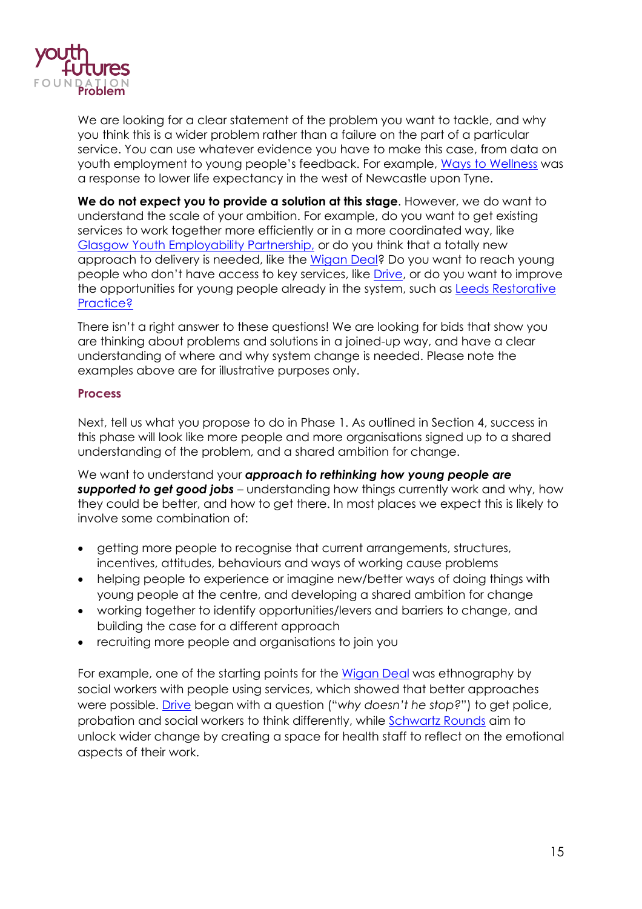### Problem

We are looking for a clear statement of the problem you want to tackle, and why you think this is a wider problem rather than a failure on the part of a particular service. You can use whatever evidence you have to make this case, from data on youth employment to young people's feedback. For example, Ways to Wellness was a response to lower life expectancy in the west of Newcastle upon Tyne.

**We do not expect you to provide a solution at this stage**. However, we do want to understand the scale of your ambition. For example, do you want to get existing services to work together more efficiently or in a more coordinated way, like Glasgow Youth Employability Partnership, or do you think that a totally new approach to delivery is needed, like the Wigan Deal? Do you want to reach young people who don't have access to key services, like Drive, or do you want to improve the opportunities for young people already in the system, such as Leeds Restorative Practice?

There isn't a right answer to these questions! We are looking for bids that show you are thinking about problems and solutions in a joined-up way, and have a clear understanding of where and why system change is needed. Please note the examples above are for illustrative purposes only.

### Process

Next, tell us what you propose to do in Phase 1. As outlined in Section 4, success in this phase will look like more people and more organisations signed up to a shared understanding of the problem, and a shared ambition for change.

We want to understand your ***approach to rethinking how young people are supported to get good jobs*** – understanding how things currently work and why, how they could be better, and how to get there. In most places we expect this is likely to involve some combination of:

- getting more people to recognise that current arrangements, structures, incentives, attitudes, behaviours and ways of working cause problems
- helping people to experience or imagine new/better ways of doing things with young people at the centre, and developing a shared ambition for change
- working together to identify opportunities/levers and barriers to change, and building the case for a different approach
- recruiting more people and organisations to join you

For example, one of the starting points for the Wigan Deal was ethnography by social workers with people using services, which showed that better approaches were possible. Drive began with a question ("*why doesn't he stop?*") to get police, probation and social workers to think differently, while Schwartz Rounds aim to unlock wider change by creating a space for health staff to reflect on the emotional aspects of their work.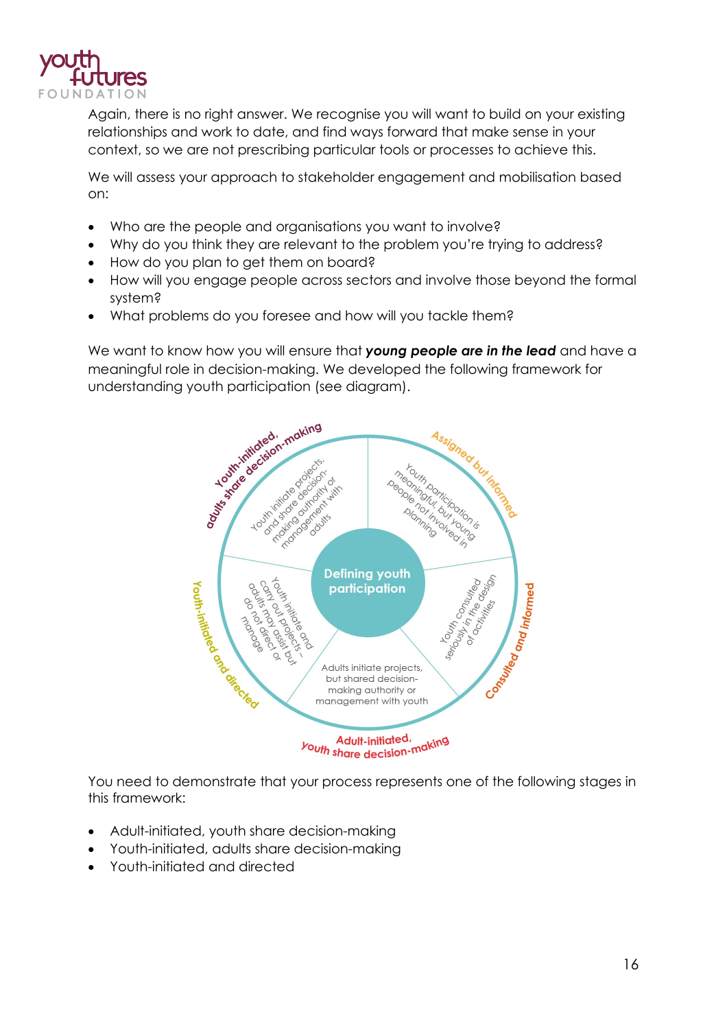Again, there is no right answer. We recognise you will want to build on your existing relationships and work to date, and find ways forward that make sense in your context, so we are not prescribing particular tools or processes to achieve this.

We will assess your approach to stakeholder engagement and mobilisation based on:

- Who are the people and organisations you want to involve?
- Why do you think they are relevant to the problem you're trying to address?
- How do you plan to get them on board?
- How will you engage people across sectors and involve those beyond the formal system?
- What problems do you foresee and how will you tackle them?

We want to know how you will ensure that ***young people are in the lead*** and have a meaningful role in decision-making. We developed the following framework for understanding youth participation (see diagram).

Defining youth participation

- **Youth-initiated, adults share decision-making**: Youth initiate projects, and share decision-making authority or management with adults
- **Assigned but informed**: Youth participation is meaningful, but young people not involved in planning
- **Consulted and informed**: Youth consulted seriously in the design of activities
- **Adult-initiated, youth share decision-making**: Adults initiate projects, but shared decision-making authority or management with youth
- **Youth-initiated and directed**: Youth initiate and carry out projects – adults may assist but do not direct or manage

You need to demonstrate that your process represents one of the following stages in this framework:

- Adult-initiated, youth share decision-making
- Youth-initiated, adults share decision-making
- Youth-initiated and directed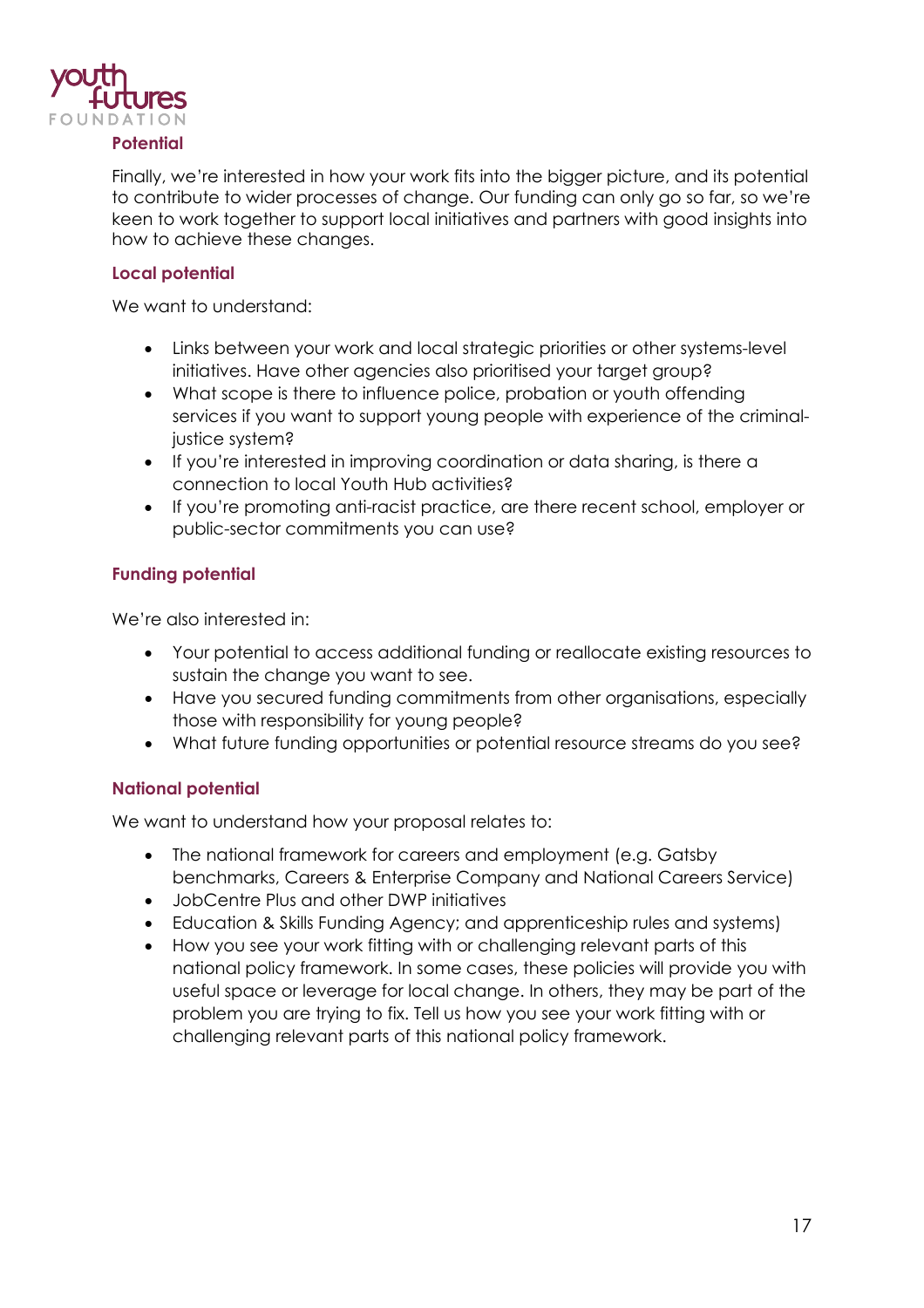## Potential

Finally, we're interested in how your work fits into the bigger picture, and its potential to contribute to wider processes of change. Our funding can only go so far, so we're keen to work together to support local initiatives and partners with good insights into how to achieve these changes.

### Local potential

We want to understand:

- Links between your work and local strategic priorities or other systems-level initiatives. Have other agencies also prioritised your target group?
- What scope is there to influence police, probation or youth offending services if you want to support young people with experience of the criminal-justice system?
- If you're interested in improving coordination or data sharing, is there a connection to local Youth Hub activities?
- If you're promoting anti-racist practice, are there recent school, employer or public-sector commitments you can use?

### Funding potential

We're also interested in:

- Your potential to access additional funding or reallocate existing resources to sustain the change you want to see.
- Have you secured funding commitments from other organisations, especially those with responsibility for young people?
- What future funding opportunities or potential resource streams do you see?

### National potential

We want to understand how your proposal relates to:

- The national framework for careers and employment (e.g. Gatsby benchmarks, Careers & Enterprise Company and National Careers Service)
- JobCentre Plus and other DWP initiatives
- Education & Skills Funding Agency; and apprenticeship rules and systems)
- How you see your work fitting with or challenging relevant parts of this national policy framework. In some cases, these policies will provide you with useful space or leverage for local change. In others, they may be part of the problem you are trying to fix. Tell us how you see your work fitting with or challenging relevant parts of this national policy framework.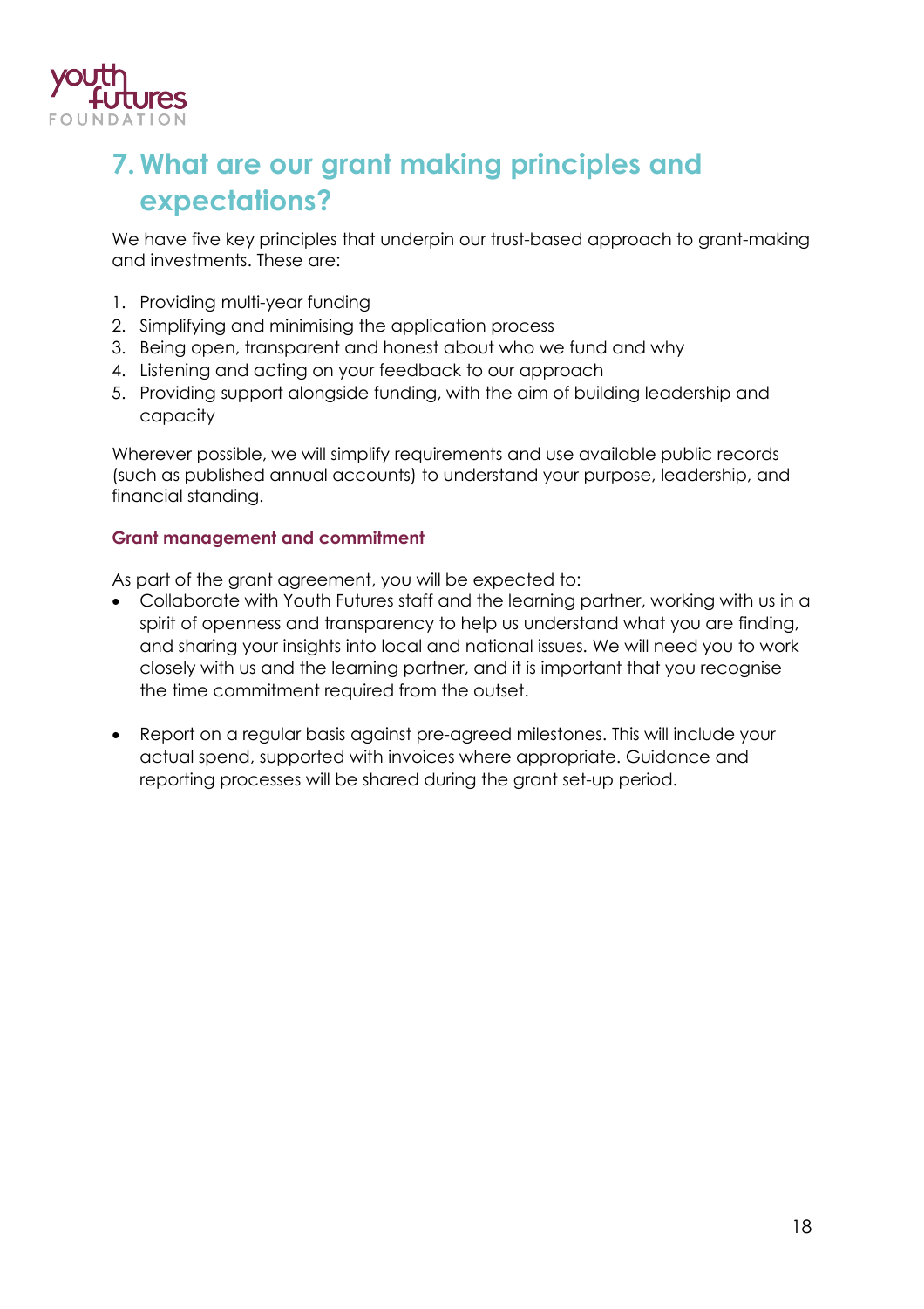## 7. What are our grant making principles and expectations?

We have five key principles that underpin our trust-based approach to grant-making and investments. These are:

1. Providing multi-year funding
2. Simplifying and minimising the application process
3. Being open, transparent and honest about who we fund and why
4. Listening and acting on your feedback to our approach
5. Providing support alongside funding, with the aim of building leadership and capacity

Wherever possible, we will simplify requirements and use available public records (such as published annual accounts) to understand your purpose, leadership, and financial standing.

### Grant management and commitment

As part of the grant agreement, you will be expected to:

- Collaborate with Youth Futures staff and the learning partner, working with us in a spirit of openness and transparency to help us understand what you are finding, and sharing your insights into local and national issues. We will need you to work closely with us and the learning partner, and it is important that you recognise the time commitment required from the outset.

- Report on a regular basis against pre-agreed milestones. This will include your actual spend, supported with invoices where appropriate. Guidance and reporting processes will be shared during the grant set-up period.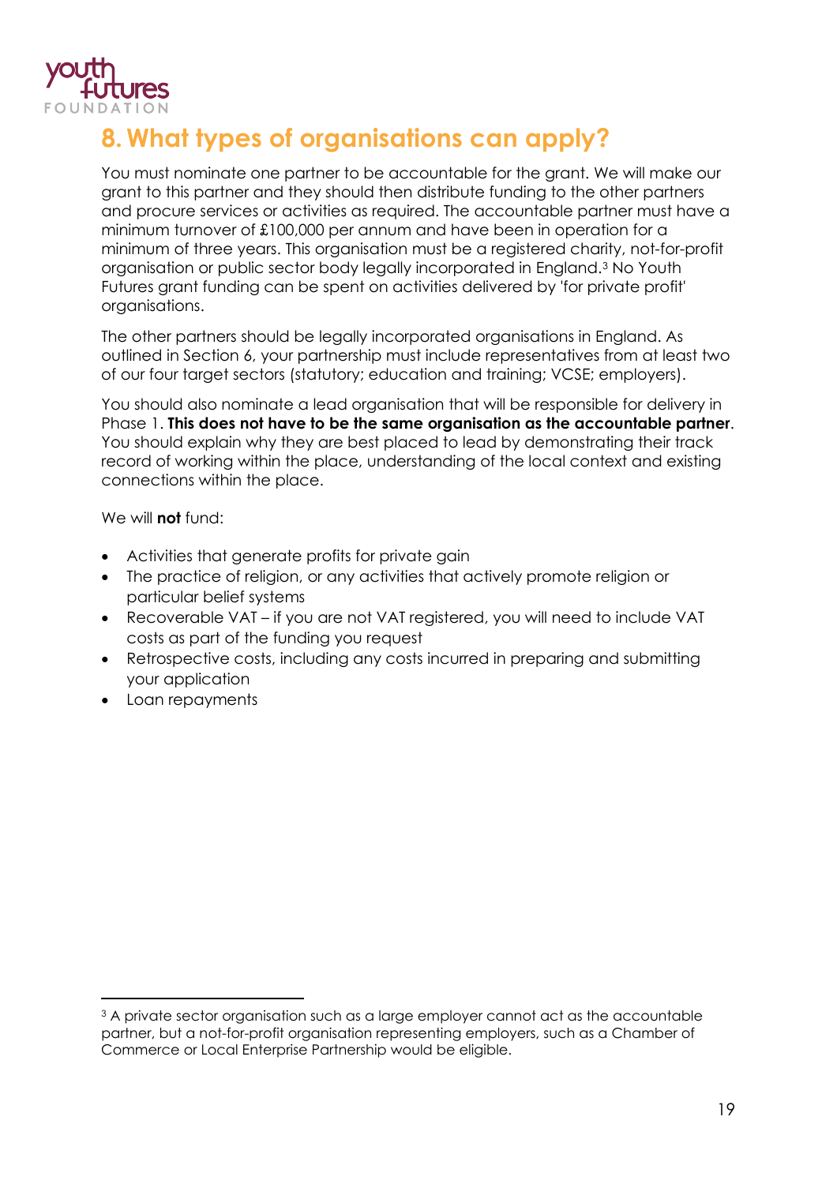# 8. What types of organisations can apply?

You must nominate one partner to be accountable for the grant. We will make our grant to this partner and they should then distribute funding to the other partners and procure services or activities as required. The accountable partner must have a minimum turnover of £100,000 per annum and have been in operation for a minimum of three years. This organisation must be a registered charity, not-for-profit organisation or public sector body legally incorporated in England.[3] No Youth Futures grant funding can be spent on activities delivered by 'for private profit' organisations.

The other partners should be legally incorporated organisations in England. As outlined in Section 6, your partnership must include representatives from at least two of our four target sectors (statutory; education and training; VCSE; employers).

You should also nominate a lead organisation that will be responsible for delivery in Phase 1. **This does not have to be the same organisation as the accountable partner**. You should explain why they are best placed to lead by demonstrating their track record of working within the place, understanding of the local context and existing connections within the place.

We will **not** fund:

- Activities that generate profits for private gain
- The practice of religion, or any activities that actively promote religion or particular belief systems
- Recoverable VAT – if you are not VAT registered, you will need to include VAT costs as part of the funding you request
- Retrospective costs, including any costs incurred in preparing and submitting your application
- Loan repayments

---

[3] A private sector organisation such as a large employer cannot act as the accountable partner, but a not-for-profit organisation representing employers, such as a Chamber of Commerce or Local Enterprise Partnership would be eligible.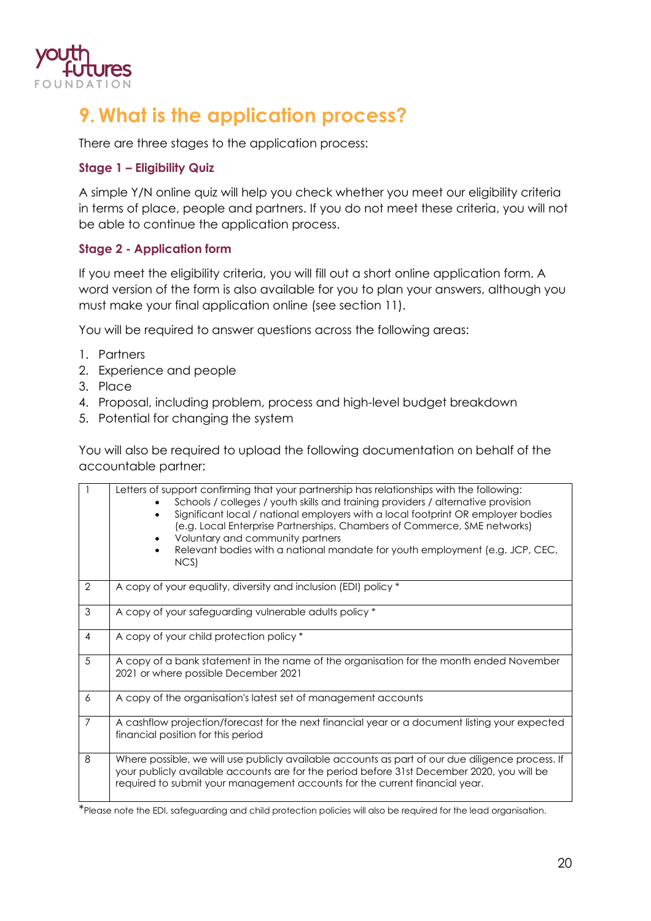## 9. What is the application process?

There are three stages to the application process:

### Stage 1 – Eligibility Quiz

A simple Y/N online quiz will help you check whether you meet our eligibility criteria in terms of place, people and partners. If you do not meet these criteria, you will not be able to continue the application process.

### Stage 2 - Application form

If you meet the eligibility criteria, you will fill out a short online application form. A word version of the form is also available for you to plan your answers, although you must make your final application online (see section 11).

You will be required to answer questions across the following areas:

1. Partners
2. Experience and people
3. Place
4. Proposal, including problem, process and high-level budget breakdown
5. Potential for changing the system

You will also be required to upload the following documentation on behalf of the accountable partner:

| | |
|---|---|
| 1 | Letters of support confirming that your partnership has relationships with the following:<br>• Schools / colleges / youth skills and training providers / alternative provision<br>• Significant local / national employers with a local footprint OR employer bodies (e.g. Local Enterprise Partnerships, Chambers of Commerce, SME networks)<br>• Voluntary and community partners<br>• Relevant bodies with a national mandate for youth employment (e.g. JCP, CEC, NCS) |
| 2 | A copy of your equality, diversity and inclusion (EDI) policy * |
| 3 | A copy of your safeguarding vulnerable adults policy * |
| 4 | A copy of your child protection policy * |
| 5 | A copy of a bank statement in the name of the organisation for the month ended November 2021 or where possible December 2021 |
| 6 | A copy of the organisation's latest set of management accounts |
| 7 | A cashflow projection/forecast for the next financial year or a document listing your expected financial position for this period |
| 8 | Where possible, we will use publicly available accounts as part of our due diligence process. If your publicly available accounts are for the period before 31st December 2020, you will be required to submit your management accounts for the current financial year. |

*Please note the EDI, safeguarding and child protection policies will also be required for the lead organisation.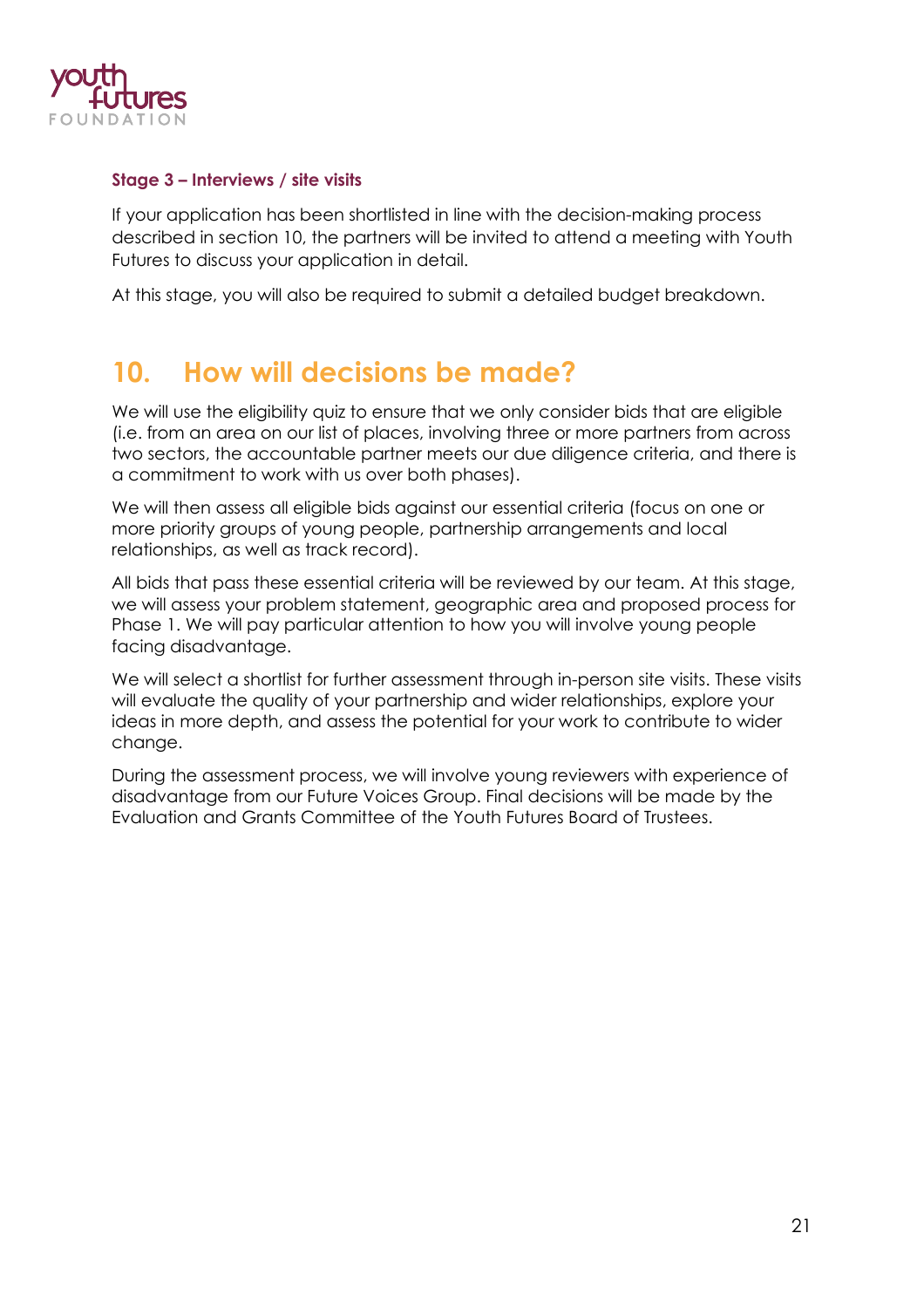### Stage 3 – Interviews / site visits

If your application has been shortlisted in line with the decision-making process described in section 10, the partners will be invited to attend a meeting with Youth Futures to discuss your application in detail.

At this stage, you will also be required to submit a detailed budget breakdown.

## 10. How will decisions be made?

We will use the eligibility quiz to ensure that we only consider bids that are eligible (i.e. from an area on our list of places, involving three or more partners from across two sectors, the accountable partner meets our due diligence criteria, and there is a commitment to work with us over both phases).

We will then assess all eligible bids against our essential criteria (focus on one or more priority groups of young people, partnership arrangements and local relationships, as well as track record).

All bids that pass these essential criteria will be reviewed by our team. At this stage, we will assess your problem statement, geographic area and proposed process for Phase 1. We will pay particular attention to how you will involve young people facing disadvantage.

We will select a shortlist for further assessment through in-person site visits. These visits will evaluate the quality of your partnership and wider relationships, explore your ideas in more depth, and assess the potential for your work to contribute to wider change.

During the assessment process, we will involve young reviewers with experience of disadvantage from our Future Voices Group. Final decisions will be made by the Evaluation and Grants Committee of the Youth Futures Board of Trustees.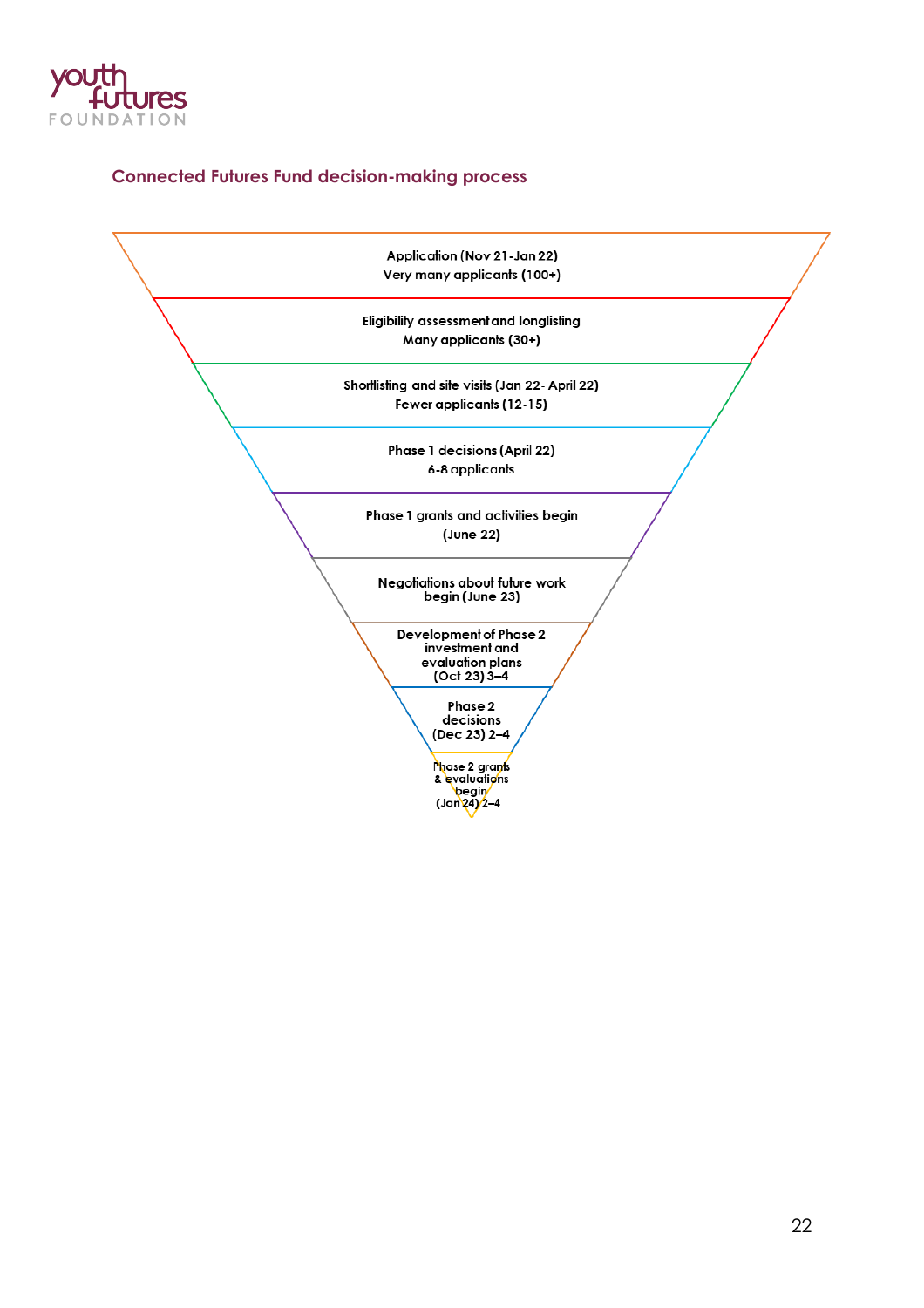## Connected Futures Fund decision-making process

- Application (Nov 21-Jan 22)
  Very many applicants (100+)
- Eligibility assessment and longlisting
  Many applicants (30+)
- Shortlisting and site visits (Jan 22- April 22)
  Fewer applicants (12-15)
- Phase 1 decisions (April 22)
  6-8 applicants
- Phase 1 grants and activities begin (June 22)
- Negotiations about future work begin (June 23)
- Development of Phase 2 investment and evaluation plans (Oct 23) 3–4
- Phase 2 decisions (Dec 23) 2–4
- Phase 2 grants & evaluations begin (Jan 24) 2–4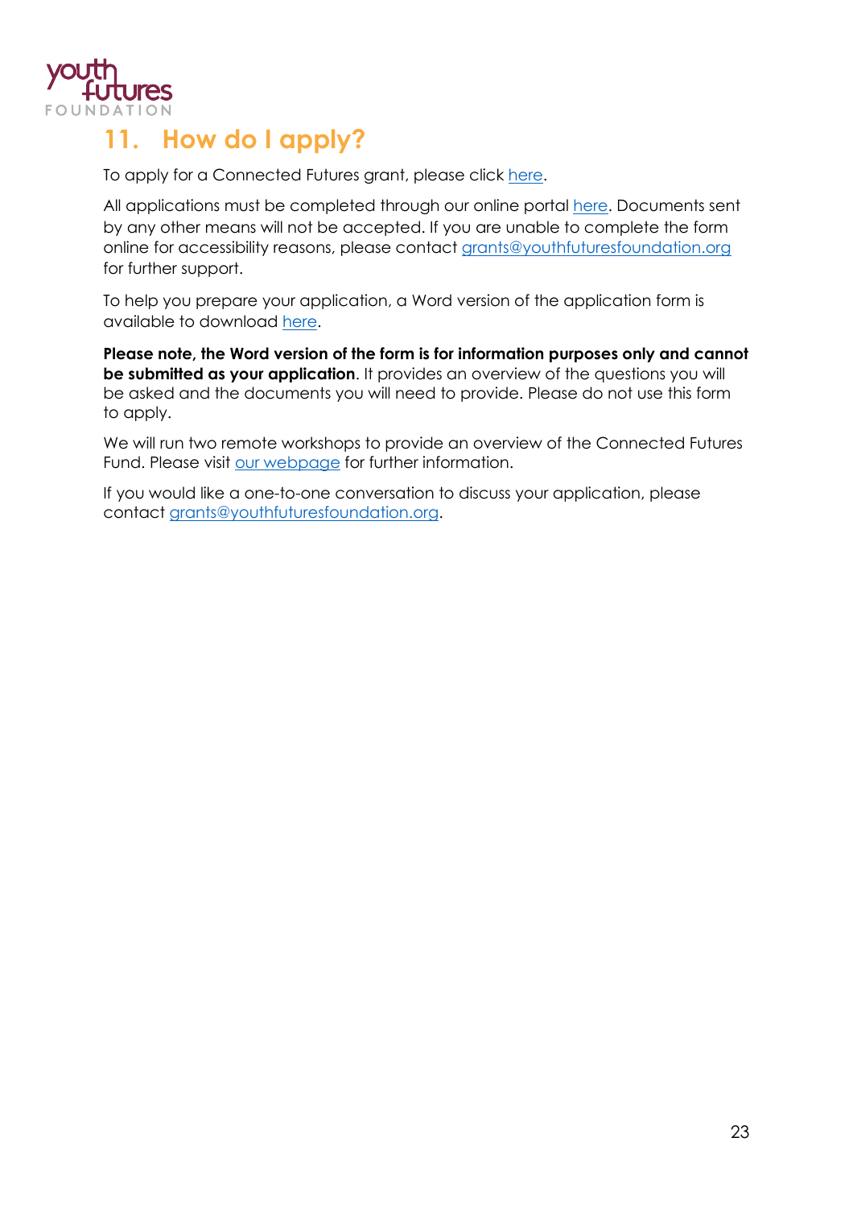## 11. How do I apply?

To apply for a Connected Futures grant, please click here.

All applications must be completed through our online portal here. Documents sent by any other means will not be accepted. If you are unable to complete the form online for accessibility reasons, please contact grants@youthfuturesfoundation.org for further support.

To help you prepare your application, a Word version of the application form is available to download here.

**Please note, the Word version of the form is for information purposes only and cannot be submitted as your application**. It provides an overview of the questions you will be asked and the documents you will need to provide. Please do not use this form to apply.

We will run two remote workshops to provide an overview of the Connected Futures Fund. Please visit our webpage for further information.

If you would like a one-to-one conversation to discuss your application, please contact grants@youthfuturesfoundation.org.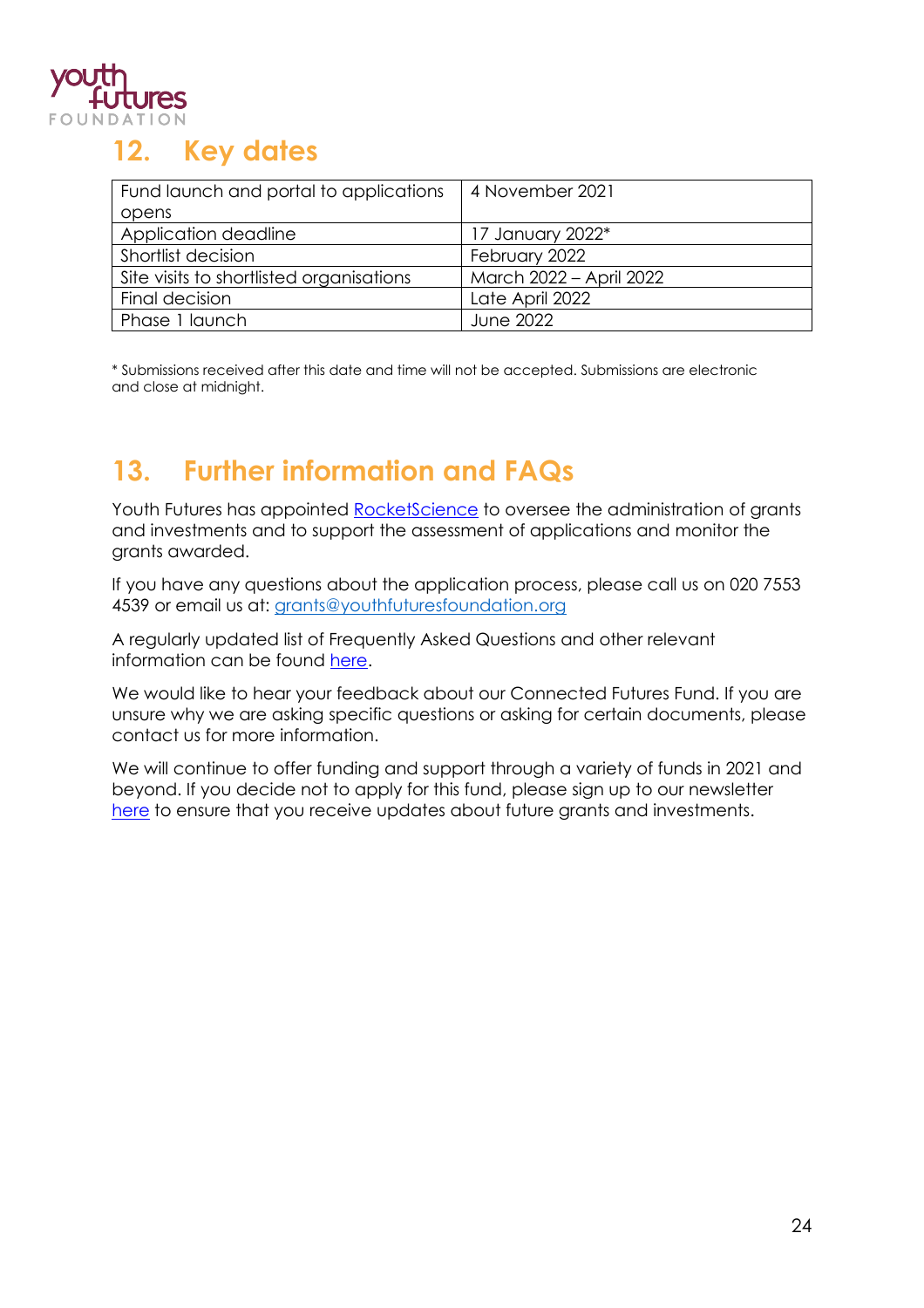## 12. Key dates

| Fund launch and portal to applications opens | 4 November 2021 |
|---|---|
| Application deadline | 17 January 2022* |
| Shortlist decision | February 2022 |
| Site visits to shortlisted organisations | March 2022 – April 2022 |
| Final decision | Late April 2022 |
| Phase 1 launch | June 2022 |

* Submissions received after this date and time will not be accepted. Submissions are electronic and close at midnight.

## 13. Further information and FAQs

Youth Futures has appointed RocketScience to oversee the administration of grants and investments and to support the assessment of applications and monitor the grants awarded.

If you have any questions about the application process, please call us on 020 7553 4539 or email us at: grants@youthfuturesfoundation.org

A regularly updated list of Frequently Asked Questions and other relevant information can be found here.

We would like to hear your feedback about our Connected Futures Fund. If you are unsure why we are asking specific questions or asking for certain documents, please contact us for more information.

We will continue to offer funding and support through a variety of funds in 2021 and beyond. If you decide not to apply for this fund, please sign up to our newsletter here to ensure that you receive updates about future grants and investments.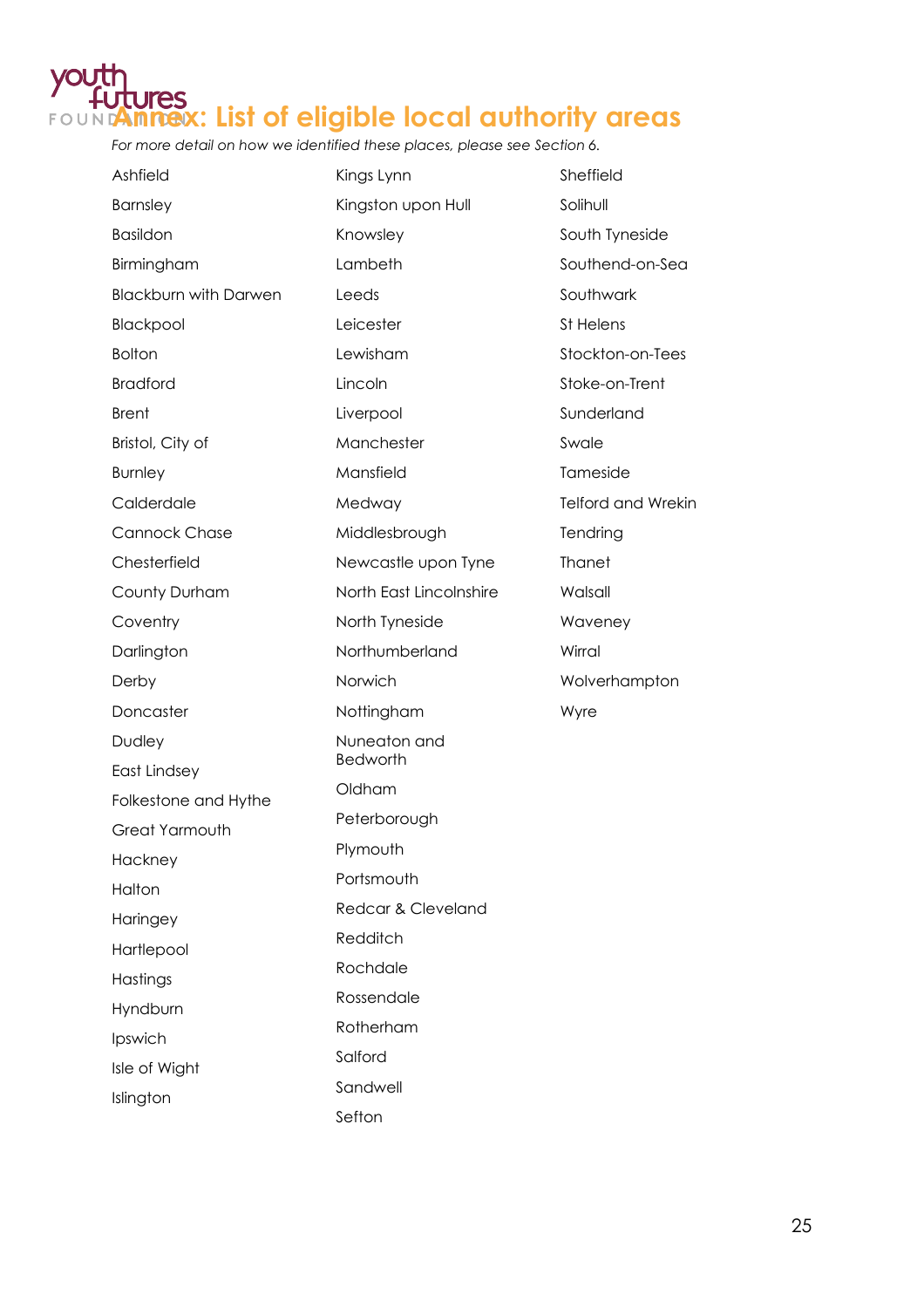# Annex: List of eligible local authority areas

*For more detail on how we identified these places, please see Section 6.*

- Ashfield
- Barnsley
- Basildon
- Birmingham
- Blackburn with Darwen
- Blackpool
- Bolton
- Bradford
- Brent
- Bristol, City of
- Burnley
- Calderdale
- Cannock Chase
- Chesterfield
- County Durham
- Coventry
- Darlington
- Derby
- Doncaster
- Dudley
- East Lindsey
- Folkestone and Hythe
- Great Yarmouth
- Hackney
- Halton
- Haringey
- Hartlepool
- Hastings
- Hyndburn
- Ipswich
- Isle of Wight
- Islington
- Kings Lynn
- Kingston upon Hull
- Knowsley
- Lambeth
- Leeds
- Leicester
- Lewisham
- Lincoln
- Liverpool
- Manchester
- Mansfield
- Medway
- Middlesbrough
- Newcastle upon Tyne
- North East Lincolnshire
- North Tyneside
- Northumberland
- Norwich
- Nottingham
- Nuneaton and Bedworth
- Oldham
- Peterborough
- Plymouth
- Portsmouth
- Redcar & Cleveland
- Redditch
- Rochdale
- Rossendale
- Rotherham
- Salford
- Sandwell
- Sefton
- Sheffield
- Solihull
- South Tyneside
- Southend-on-Sea
- Southwark
- St Helens
- Stockton-on-Tees
- Stoke-on-Trent
- Sunderland
- Swale
- Tameside
- Telford and Wrekin
- Tendring
- Thanet
- Walsall
- Waveney
- Wirral
- Wolverhampton
- Wyre